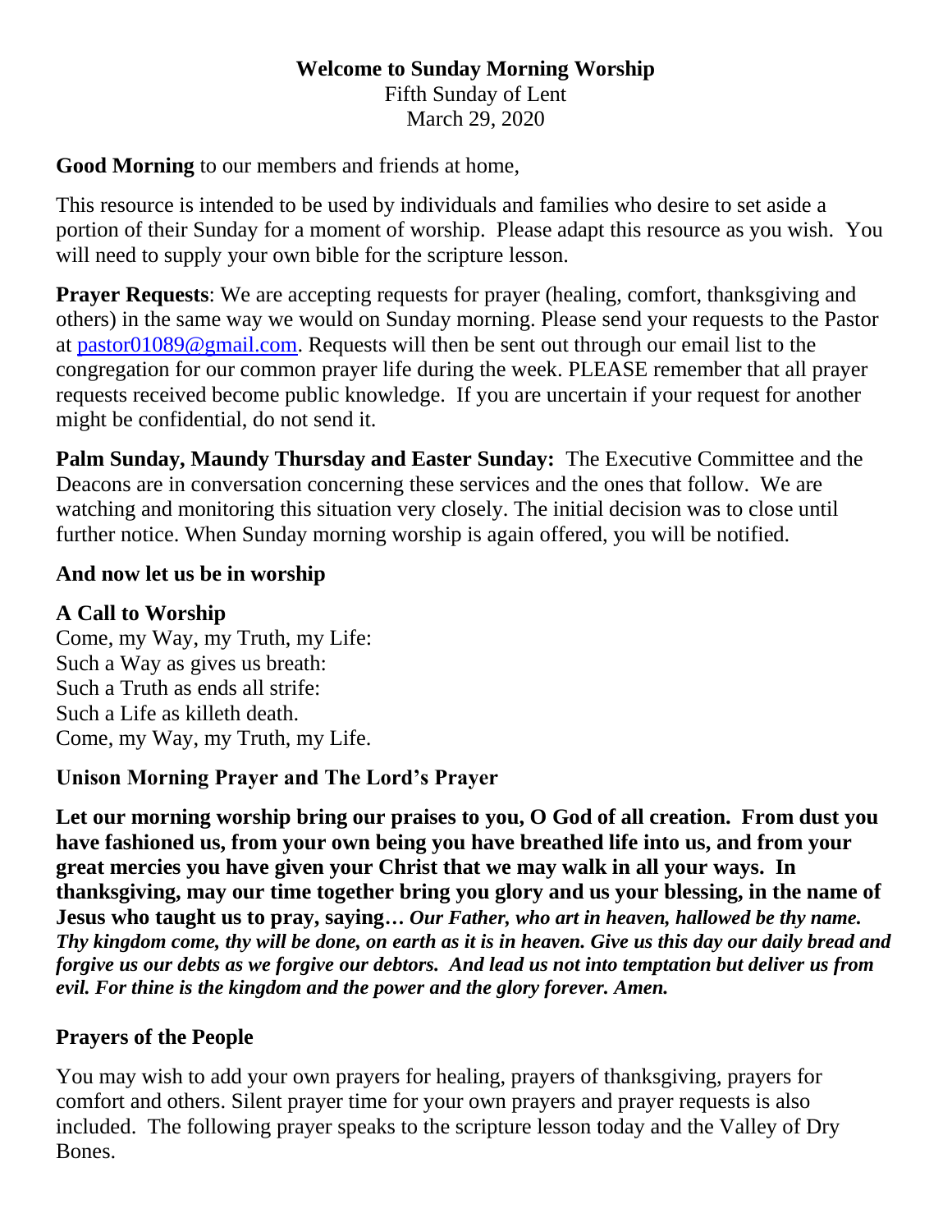**Welcome to Sunday Morning Worship**

Fifth Sunday of Lent

March 29, 2020

**Good Morning** to our members and friends at home,

This resource is intended to be used by individuals and families who desire to set aside a portion of their Sunday for a moment of worship. Please adapt this resource as you wish. You will need to supply your own bible for the scripture lesson.

**Prayer Requests**: We are accepting requests for prayer (healing, comfort, thanksgiving and others) in the same way we would on Sunday morning. Please send your requests to the Pastor at pastor01089@gmail.com. Requests will then be sent out through our email list to the congregation for our common prayer life during the week. PLEASE remember that all prayer requests received become public knowledge. If you are uncertain if your request for another might be confidential, do not send it.

**Palm Sunday, Maundy Thursday and Easter Sunday:** The Executive Committee and the Deacons are in conversation concerning these services and the ones that follow. We are watching and monitoring this situation very closely. The initial decision was to close until further notice. When Sunday morning worship is again offered, you will be notified.

**And now let us be in worship**

**A Call to Worship**

Come, my Way, my Truth, my Life:
Such a Way as gives us breath:
Such a Truth as ends all strife:
Such a Life as killeth death.
Come, my Way, my Truth, my Life.

**Unison Morning Prayer and The Lord's Prayer**

**Let our morning worship bring our praises to you, O God of all creation. From dust you have fashioned us, from your own being you have breathed life into us, and from your great mercies you have given your Christ that we may walk in all your ways. In thanksgiving, may our time together bring you glory and us your blessing, in the name of Jesus who taught us to pray, saying…** ***Our Father, who art in heaven, hallowed be thy name. Thy kingdom come, thy will be done, on earth as it is in heaven. Give us this day our daily bread and forgive us our debts as we forgive our debtors. And lead us not into temptation but deliver us from evil. For thine is the kingdom and the power and the glory forever. Amen.***

**Prayers of the People**

You may wish to add your own prayers for healing, prayers of thanksgiving, prayers for comfort and others. Silent prayer time for your own prayers and prayer requests is also included. The following prayer speaks to the scripture lesson today and the Valley of Dry Bones.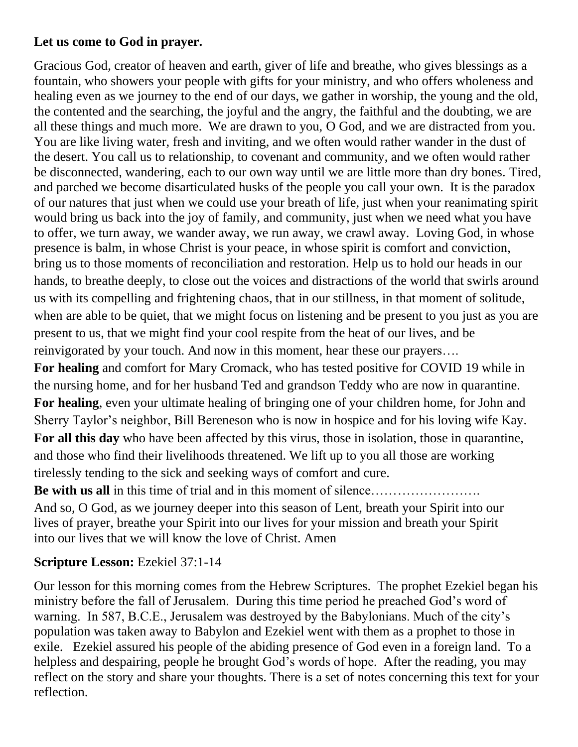**Let us come to God in prayer.**

Gracious God, creator of heaven and earth, giver of life and breathe, who gives blessings as a fountain, who showers your people with gifts for your ministry, and who offers wholeness and healing even as we journey to the end of our days, we gather in worship, the young and the old, the contented and the searching, the joyful and the angry, the faithful and the doubting, we are all these things and much more. We are drawn to you, O God, and we are distracted from you. You are like living water, fresh and inviting, and we often would rather wander in the dust of the desert. You call us to relationship, to covenant and community, and we often would rather be disconnected, wandering, each to our own way until we are little more than dry bones. Tired, and parched we become disarticulated husks of the people you call your own. It is the paradox of our natures that just when we could use your breath of life, just when your reanimating spirit would bring us back into the joy of family, and community, just when we need what you have to offer, we turn away, we wander away, we run away, we crawl away. Loving God, in whose presence is balm, in whose Christ is your peace, in whose spirit is comfort and conviction, bring us to those moments of reconciliation and restoration. Help us to hold our heads in our hands, to breathe deeply, to close out the voices and distractions of the world that swirls around us with its compelling and frightening chaos, that in our stillness, in that moment of solitude, when are able to be quiet, that we might focus on listening and be present to you just as you are present to us, that we might find your cool respite from the heat of our lives, and be reinvigorated by your touch. And now in this moment, hear these our prayers….

**For healing** and comfort for Mary Cromack, who has tested positive for COVID 19 while in the nursing home, and for her husband Ted and grandson Teddy who are now in quarantine.

**For healing**, even your ultimate healing of bringing one of your children home, for John and Sherry Taylor's neighbor, Bill Bereneson who is now in hospice and for his loving wife Kay.

**For all this day** who have been affected by this virus, those in isolation, those in quarantine, and those who find their livelihoods threatened. We lift up to you all those are working tirelessly tending to the sick and seeking ways of comfort and cure.

**Be with us all** in this time of trial and in this moment of silence…………………….

And so, O God, as we journey deeper into this season of Lent, breath your Spirit into our lives of prayer, breathe your Spirit into our lives for your mission and breath your Spirit into our lives that we will know the love of Christ. Amen

**Scripture Lesson:** Ezekiel 37:1-14

Our lesson for this morning comes from the Hebrew Scriptures. The prophet Ezekiel began his ministry before the fall of Jerusalem. During this time period he preached God's word of warning. In 587, B.C.E., Jerusalem was destroyed by the Babylonians. Much of the city's population was taken away to Babylon and Ezekiel went with them as a prophet to those in exile. Ezekiel assured his people of the abiding presence of God even in a foreign land. To a helpless and despairing, people he brought God's words of hope. After the reading, you may reflect on the story and share your thoughts. There is a set of notes concerning this text for your reflection.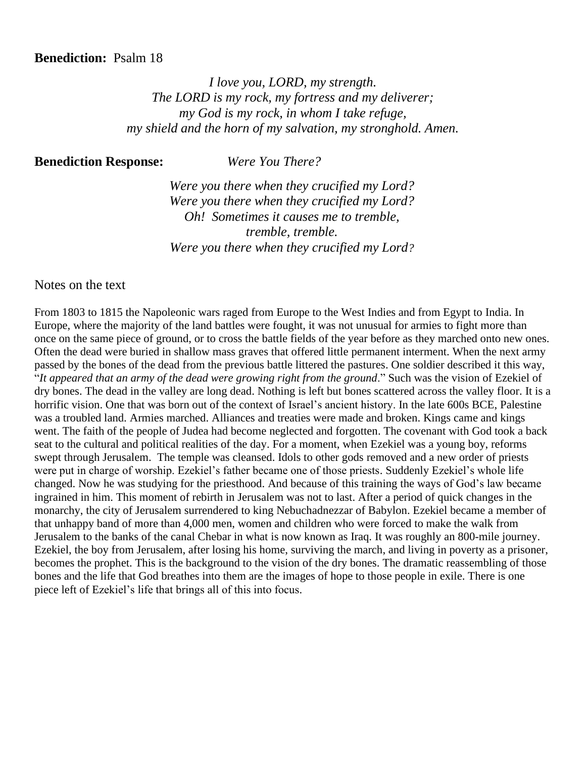**Benediction:** Psalm 18

*I love you, LORD, my strength.*
*The LORD is my rock, my fortress and my deliverer;*
*my God is my rock, in whom I take refuge,*
*my shield and the horn of my salvation, my stronghold. Amen.*

**Benediction Response:** *Were You There?*

*Were you there when they crucified my Lord?*
*Were you there when they crucified my Lord?*
*Oh! Sometimes it causes me to tremble,*
*tremble, tremble.*
*Were you there when they crucified my Lord?*

## Notes on the text

From 1803 to 1815 the Napoleonic wars raged from Europe to the West Indies and from Egypt to India. In Europe, where the majority of the land battles were fought, it was not unusual for armies to fight more than once on the same piece of ground, or to cross the battle fields of the year before as they marched onto new ones. Often the dead were buried in shallow mass graves that offered little permanent interment. When the next army passed by the bones of the dead from the previous battle littered the pastures. One soldier described it this way, "*It appeared that an army of the dead were growing right from the ground*." Such was the vision of Ezekiel of dry bones. The dead in the valley are long dead. Nothing is left but bones scattered across the valley floor. It is a horrific vision. One that was born out of the context of Israel's ancient history. In the late 600s BCE, Palestine was a troubled land. Armies marched. Alliances and treaties were made and broken. Kings came and kings went. The faith of the people of Judea had become neglected and forgotten. The covenant with God took a back seat to the cultural and political realities of the day. For a moment, when Ezekiel was a young boy, reforms swept through Jerusalem. The temple was cleansed. Idols to other gods removed and a new order of priests were put in charge of worship. Ezekiel's father became one of those priests. Suddenly Ezekiel's whole life changed. Now he was studying for the priesthood. And because of this training the ways of God's law became ingrained in him. This moment of rebirth in Jerusalem was not to last. After a period of quick changes in the monarchy, the city of Jerusalem surrendered to king Nebuchadnezzar of Babylon. Ezekiel became a member of that unhappy band of more than 4,000 men, women and children who were forced to make the walk from Jerusalem to the banks of the canal Chebar in what is now known as Iraq. It was roughly an 800-mile journey. Ezekiel, the boy from Jerusalem, after losing his home, surviving the march, and living in poverty as a prisoner, becomes the prophet. This is the background to the vision of the dry bones. The dramatic reassembling of those bones and the life that God breathes into them are the images of hope to those people in exile. There is one piece left of Ezekiel's life that brings all of this into focus.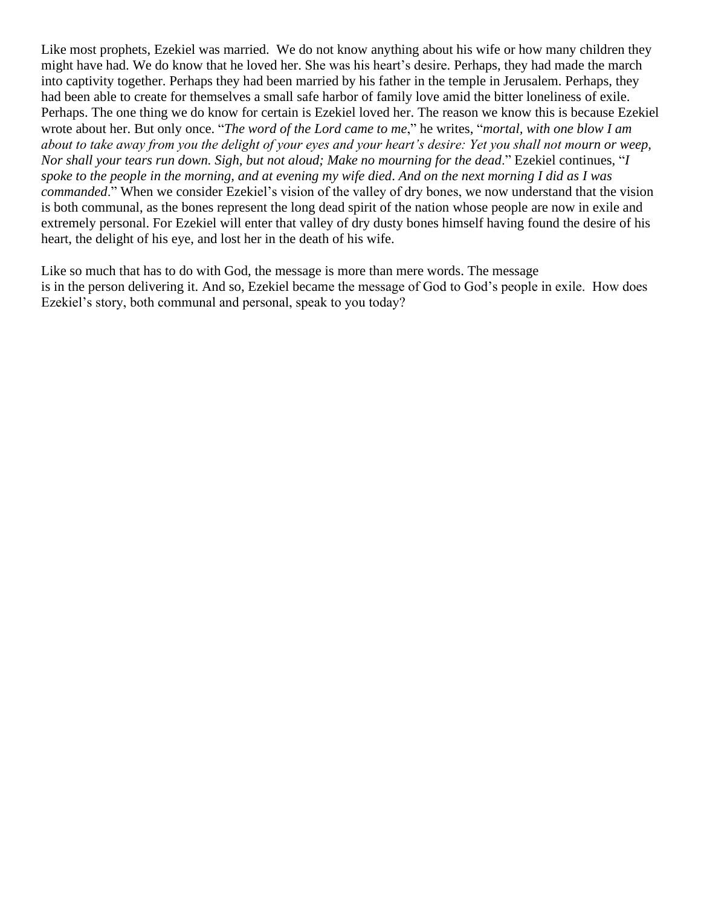Like most prophets, Ezekiel was married. We do not know anything about his wife or how many children they might have had. We do know that he loved her. She was his heart's desire. Perhaps, they had made the march into captivity together. Perhaps they had been married by his father in the temple in Jerusalem. Perhaps, they had been able to create for themselves a small safe harbor of family love amid the bitter loneliness of exile. Perhaps. The one thing we do know for certain is Ezekiel loved her. The reason we know this is because Ezekiel wrote about her. But only once. "*The word of the Lord came to me*," he writes, "*mortal, with one blow I am about to take away from you the delight of your eyes and your heart's desire: Yet you shall not mourn or weep, Nor shall your tears run down. Sigh, but not aloud; Make no mourning for the dead*." Ezekiel continues, "*I spoke to the people in the morning, and at evening my wife died. And on the next morning I did as I was commanded*." When we consider Ezekiel's vision of the valley of dry bones, we now understand that the vision is both communal, as the bones represent the long dead spirit of the nation whose people are now in exile and extremely personal. For Ezekiel will enter that valley of dry dusty bones himself having found the desire of his heart, the delight of his eye, and lost her in the death of his wife.

Like so much that has to do with God, the message is more than mere words. The message is in the person delivering it. And so, Ezekiel became the message of God to God's people in exile. How does Ezekiel's story, both communal and personal, speak to you today?